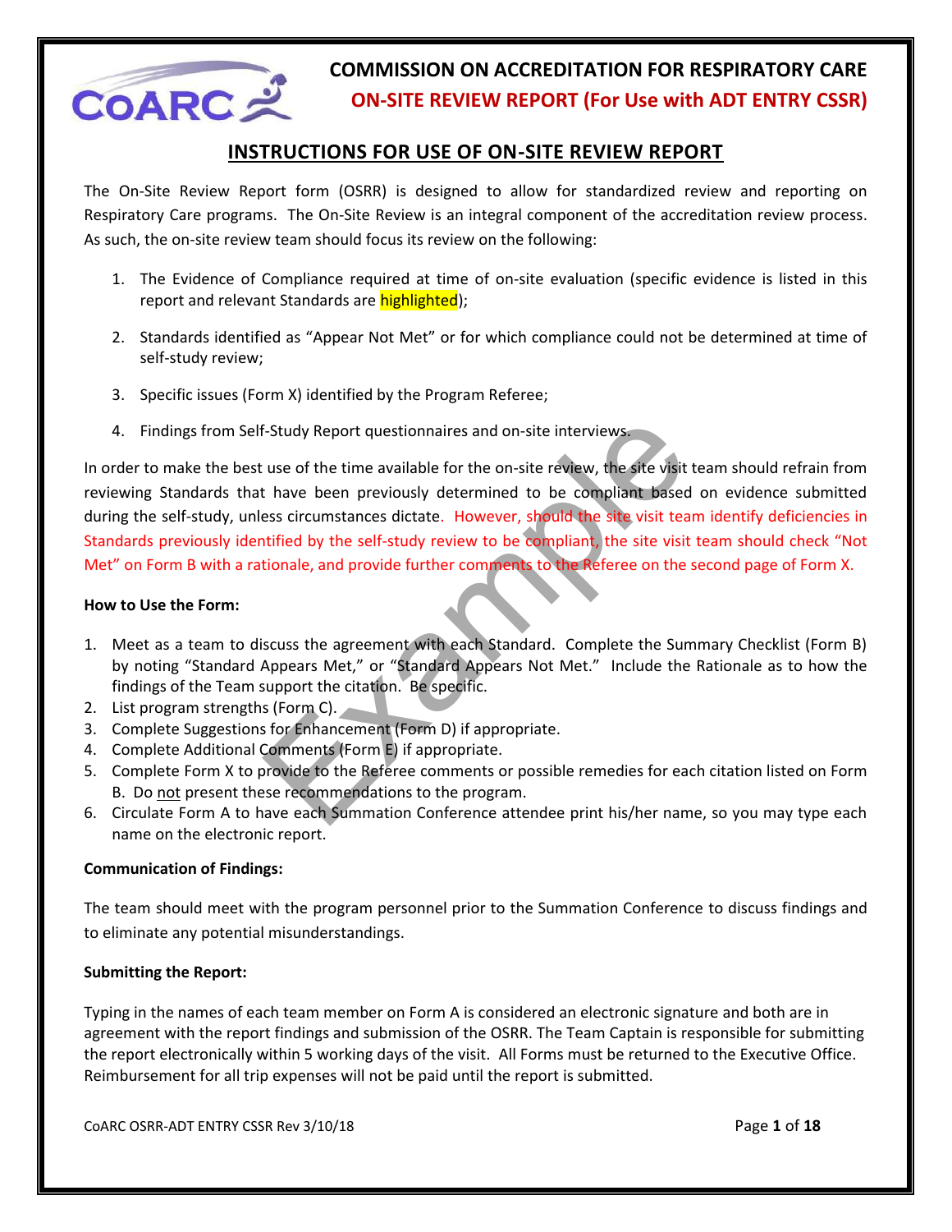# COMMISSION ON ACCREDITATION FOR RESPIRATORY CARE

## ON-SITE REVIEW REPORT (For Use with ADT ENTRY CSSR)

## INSTRUCTIONS FOR USE OF ON-SITE REVIEW REPORT

The On-Site Review Report form (OSRR) is designed to allow for standardized review and reporting on Respiratory Care programs. The On-Site Review is an integral component of the accreditation review process. As such, the on-site review team should focus its review on the following:

1. The Evidence of Compliance required at time of on-site evaluation (specific evidence is listed in this report and relevant Standards are highlighted);
2. Standards identified as "Appear Not Met" or for which compliance could not be determined at time of self-study review;
3. Specific issues (Form X) identified by the Program Referee;
4. Findings from Self-Study Report questionnaires and on-site interviews.

In order to make the best use of the time available for the on-site review, the site visit team should refrain from reviewing Standards that have been previously determined to be compliant based on evidence submitted during the self-study, unless circumstances dictate. However, should the site visit team identify deficiencies in Standards previously identified by the self-study review to be compliant, the site visit team should check "Not Met" on Form B with a rationale, and provide further comments to the Referee on the second page of Form X.

**How to Use the Form:**

1. Meet as a team to discuss the agreement with each Standard. Complete the Summary Checklist (Form B) by noting "Standard Appears Met," or "Standard Appears Not Met." Include the Rationale as to how the findings of the Team support the citation. Be specific.
2. List program strengths (Form C).
3. Complete Suggestions for Enhancement (Form D) if appropriate.
4. Complete Additional Comments (Form E) if appropriate.
5. Complete Form X to provide to the Referee comments or possible remedies for each citation listed on Form B. Do not present these recommendations to the program.
6. Circulate Form A to have each Summation Conference attendee print his/her name, so you may type each name on the electronic report.

**Communication of Findings:**

The team should meet with the program personnel prior to the Summation Conference to discuss findings and to eliminate any potential misunderstandings.

**Submitting the Report:**

Typing in the names of each team member on Form A is considered an electronic signature and both are in agreement with the report findings and submission of the OSRR. The Team Captain is responsible for submitting the report electronically within 5 working days of the visit. All Forms must be returned to the Executive Office. Reimbursement for all trip expenses will not be paid until the report is submitted.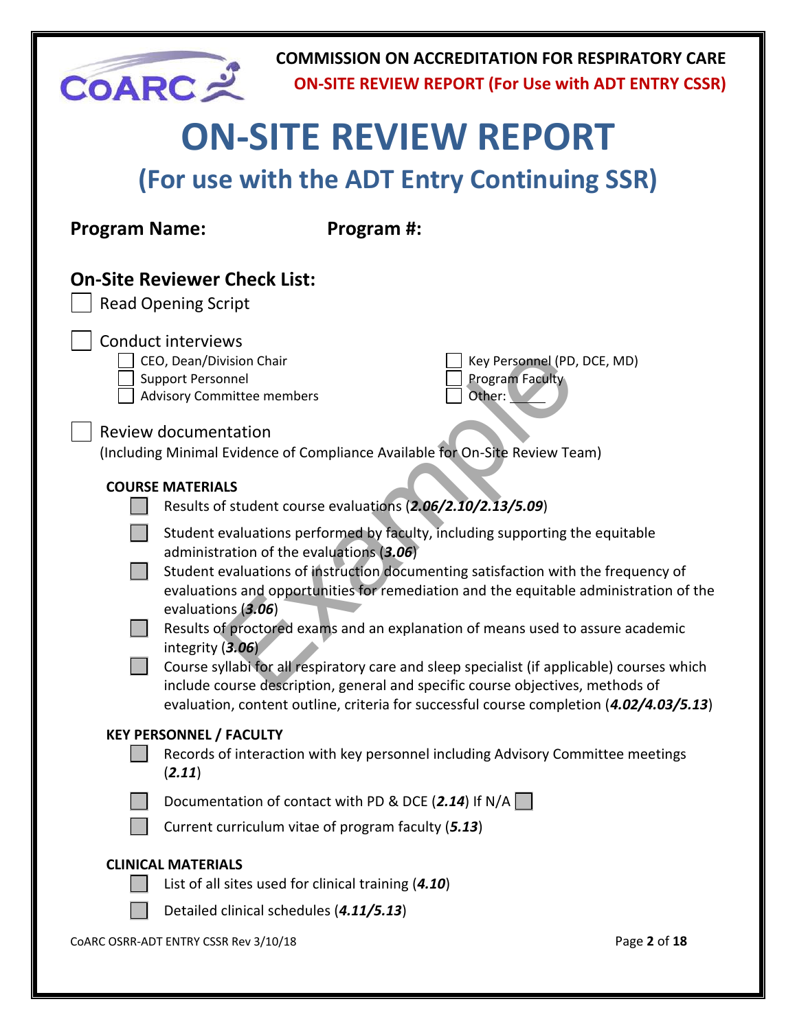# ON-SITE REVIEW REPORT

## (For use with the ADT Entry Continuing SSR)

**Program Name:** **Program #:**

### On-Site Reviewer Check List:

- [ ] Read Opening Script

- [ ] Conduct interviews
  - [ ] CEO, Dean/Division Chair
  - [ ] Support Personnel
  - [ ] Advisory Committee members
  - [ ] Key Personnel (PD, DCE, MD)
  - [ ] Program Faculty
  - [ ] Other: ______

- [ ] Review documentation

(Including Minimal Evidence of Compliance Available for On-Site Review Team)

**COURSE MATERIALS**

- [ ] Results of student course evaluations (***2.06/2.10/2.13/5.09***)
- [ ] Student evaluations performed by faculty, including supporting the equitable administration of the evaluations (***3.06***)
- [ ] Student evaluations of instruction documenting satisfaction with the frequency of evaluations and opportunities for remediation and the equitable administration of the evaluations (***3.06***)
- [ ] Results of proctored exams and an explanation of means used to assure academic integrity (***3.06***)
- [ ] Course syllabi for all respiratory care and sleep specialist (if applicable) courses which include course description, general and specific course objectives, methods of evaluation, content outline, criteria for successful course completion (***4.02/4.03/5.13***)

**KEY PERSONNEL / FACULTY**

- [ ] Records of interaction with key personnel including Advisory Committee meetings (***2.11***)
- [ ] Documentation of contact with PD & DCE (***2.14***) If N/A [ ]
- [ ] Current curriculum vitae of program faculty (***5.13***)

**CLINICAL MATERIALS**

- [ ] List of all sites used for clinical training (***4.10***)
- [ ] Detailed clinical schedules (***4.11/5.13***)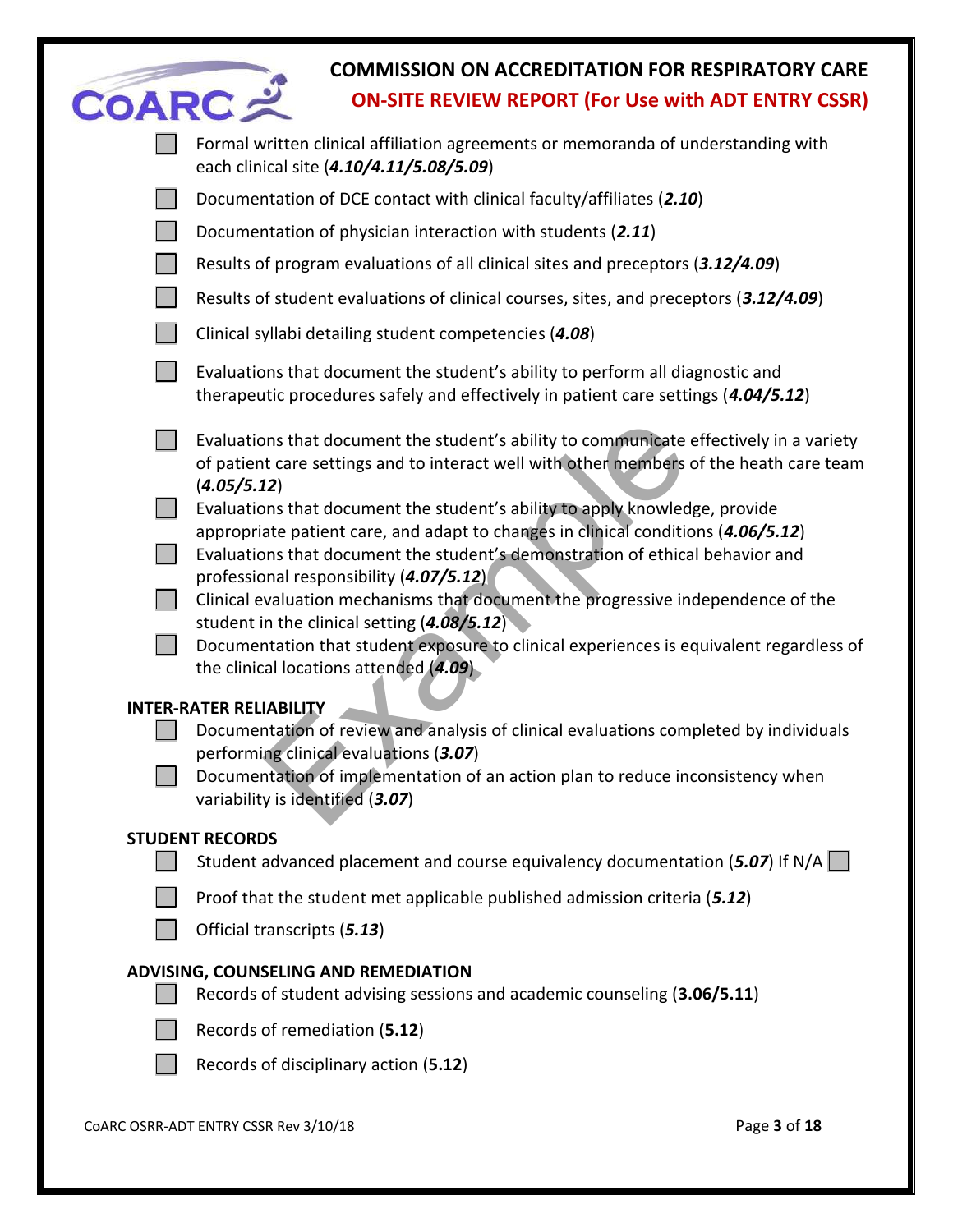- [ ] Formal written clinical affiliation agreements or memoranda of understanding with each clinical site (***4.10/4.11/5.08/5.09***)
- [ ] Documentation of DCE contact with clinical faculty/affiliates (***2.10***)
- [ ] Documentation of physician interaction with students (***2.11***)
- [ ] Results of program evaluations of all clinical sites and preceptors (***3.12/4.09***)
- [ ] Results of student evaluations of clinical courses, sites, and preceptors (***3.12/4.09***)
- [ ] Clinical syllabi detailing student competencies (***4.08***)
- [ ] Evaluations that document the student's ability to perform all diagnostic and therapeutic procedures safely and effectively in patient care settings (***4.04/5.12***)
- [ ] Evaluations that document the student's ability to communicate effectively in a variety of patient care settings and to interact well with other members of the heath care team (***4.05/5.12***)
- [ ] Evaluations that document the student's ability to apply knowledge, provide appropriate patient care, and adapt to changes in clinical conditions (***4.06/5.12***)
- [ ] Evaluations that document the student's demonstration of ethical behavior and professional responsibility (***4.07/5.12***)
- [ ] Clinical evaluation mechanisms that document the progressive independence of the student in the clinical setting (***4.08/5.12***)
- [ ] Documentation that student exposure to clinical experiences is equivalent regardless of the clinical locations attended (***4.09***)

**INTER-RATER RELIABILITY**

- [ ] Documentation of review and analysis of clinical evaluations completed by individuals performing clinical evaluations (***3.07***)
- [ ] Documentation of implementation of an action plan to reduce inconsistency when variability is identified (***3.07***)

**STUDENT RECORDS**

- [ ] Student advanced placement and course equivalency documentation (***5.07***) If N/A [ ]
- [ ] Proof that the student met applicable published admission criteria (***5.12***)
- [ ] Official transcripts (***5.13***)

**ADVISING, COUNSELING AND REMEDIATION**

- [ ] Records of student advising sessions and academic counseling (**3.06/5.11**)
- [ ] Records of remediation (**5.12**)
- [ ] Records of disciplinary action (**5.12**)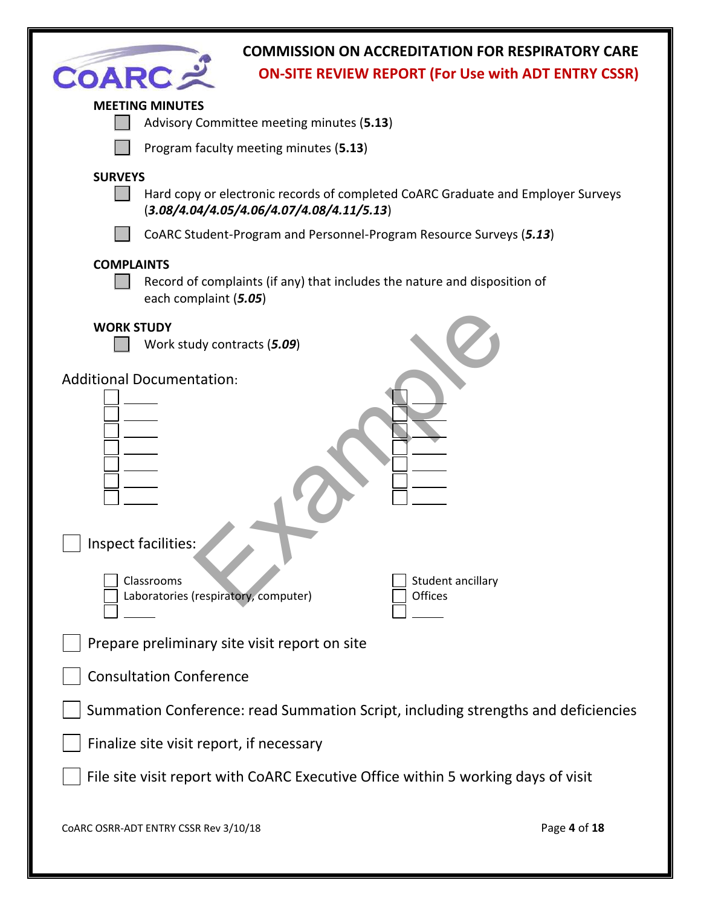**MEETING MINUTES**

- ☐ Advisory Committee meeting minutes (**5.13**)
- ☐ Program faculty meeting minutes (**5.13**)

**SURVEYS**

- ☐ Hard copy or electronic records of completed CoARC Graduate and Employer Surveys (***3.08/4.04/4.05/4.06/4.07/4.08/4.11/5.13***)
- ☐ CoARC Student-Program and Personnel-Program Resource Surveys (***5.13***)

**COMPLAINTS**

- ☐ Record of complaints (if any) that includes the nature and disposition of each complaint (***5.05***)

**WORK STUDY**

- ☐ Work study contracts (***5.09***)

Additional Documentation:

- ☐ ______
- ☐ ______
- ☐ ______
- ☐ ______
- ☐ ______
- ☐ ______
- ☐ ______
- ☐ ______
- ☐ ______
- ☐ ______
- ☐ ______
- ☐ ______
- ☐ ______
- ☐ ______

☐ Inspect facilities:

- ☐ Classrooms
- ☐ Laboratories (respiratory, computer)
- ☐ ______
- ☐ Student ancillary
- ☐ Offices
- ☐ ______

☐ Prepare preliminary site visit report on site

☐ Consultation Conference

☐ Summation Conference: read Summation Script, including strengths and deficiencies

☐ Finalize site visit report, if necessary

☐ File site visit report with CoARC Executive Office within 5 working days of visit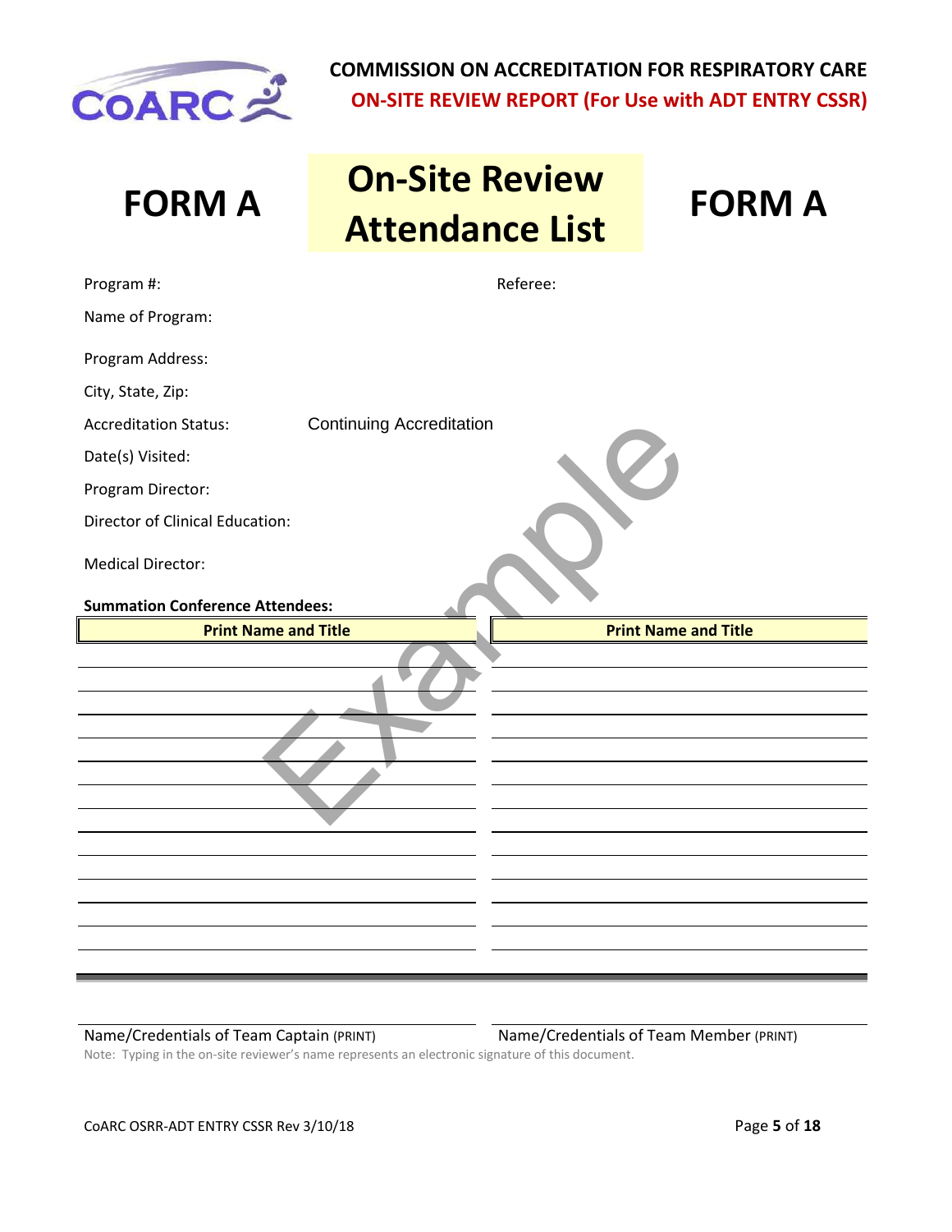**COMMISSION ON ACCREDITATION FOR RESPIRATORY CARE**

**ON-SITE REVIEW REPORT (For Use with ADT ENTRY CSSR)**

# FORM A — On-Site Review Attendance List — FORM A

Program #: Referee:

Name of Program:

Program Address:

City, State, Zip:

Accreditation Status: Continuing Accreditation

Date(s) Visited:

Program Director:

Director of Clinical Education:

Medical Director:

**Summation Conference Attendees:**

| Print Name and Title | Print Name and Title |
|---|---|
| | |
| | |
| | |
| | |
| | |
| | |
| | |
| | |
| | |
| | |
| | |
| | |
| | |

Example

Name/Credentials of Team Captain (PRINT) Name/Credentials of Team Member (PRINT)

Note: Typing in the on-site reviewer's name represents an electronic signature of this document.

CoARC OSRR-ADT ENTRY CSSR Rev 3/10/18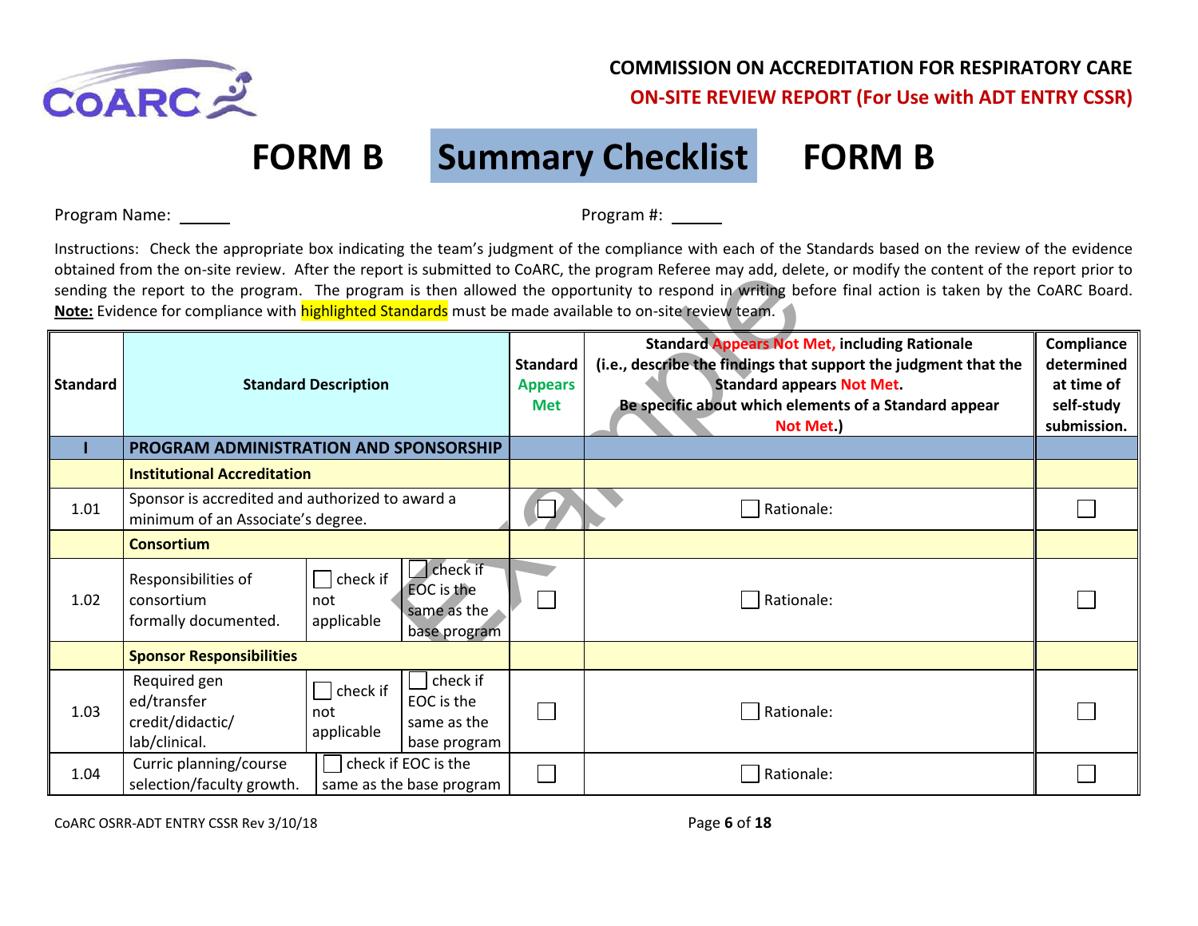**COMMISSION ON ACCREDITATION FOR RESPIRATORY CARE**

**ON-SITE REVIEW REPORT (For Use with ADT ENTRY CSSR)**

# FORM B Summary Checklist FORM B

Program Name: ______ Program #: ______

Instructions: Check the appropriate box indicating the team's judgment of the compliance with each of the Standards based on the review of the evidence obtained from the on-site review. After the report is submitted to CoARC, the program Referee may add, delete, or modify the content of the report prior to sending the report to the program. The program is then allowed the opportunity to respond in writing before final action is taken by the CoARC Board. **Note:** Evidence for compliance with highlighted Standards must be made available to on-site review team.

| Standard | Standard Description | | | Standard Appears Met | Standard Appears Not Met, including Rationale (i.e., describe the findings that support the judgment that the Standard appears Not Met. Be specific about which elements of a Standard appear Not Met.) | Compliance determined at time of self-study submission. |
|---|---|---|---|---|---|---|
| **I** | **PROGRAM ADMINISTRATION AND SPONSORSHIP** | | | | | |
| | **Institutional Accreditation** | | | | | |
| 1.01 | Sponsor is accredited and authorized to award a minimum of an Associate's degree. | | | ☐ | ☐ Rationale: | ☐ |
| | **Consortium** | | | | | |
| 1.02 | Responsibilities of consortium formally documented. | ☐ check if not applicable | ☐ check if EOC is the same as the base program | ☐ | ☐ Rationale: | ☐ |
| | **Sponsor Responsibilities** | | | | | |
| 1.03 | Required gen ed/transfer credit/didactic/ lab/clinical. | ☐ check if not applicable | ☐ check if EOC is the same as the base program | ☐ | ☐ Rationale: | ☐ |
| 1.04 | Curric planning/course selection/faculty growth. | ☐ check if EOC is the same as the base program | | ☐ | ☐ Rationale: | ☐ |

CoARC OSRR-ADT ENTRY CSSR Rev 3/10/18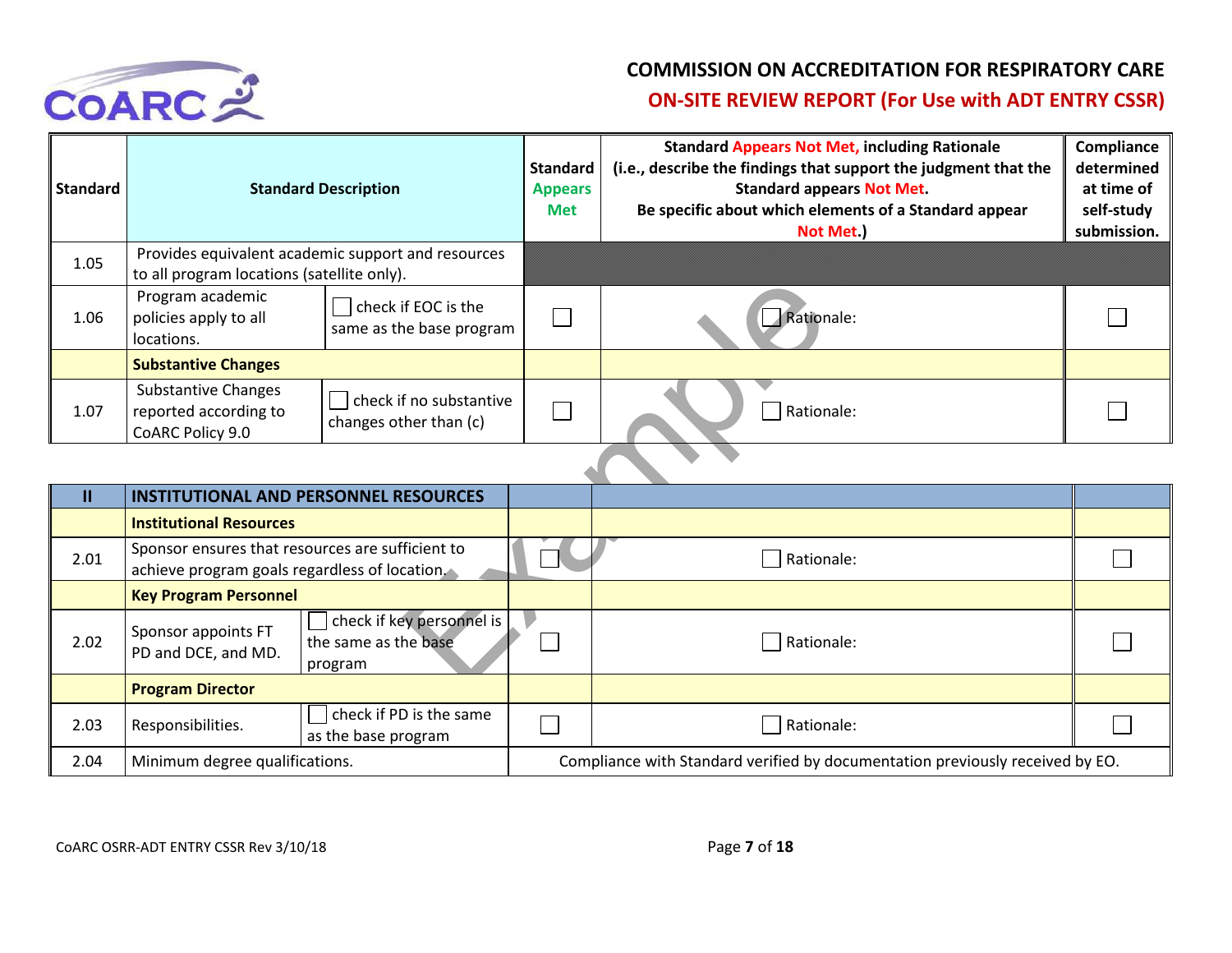# COMMISSION ON ACCREDITATION FOR RESPIRATORY CARE

## ON-SITE REVIEW REPORT (For Use with ADT ENTRY CSSR)

| Standard | Standard Description | | Standard Appears Met | Standard Appears Not Met, including Rationale (i.e., describe the findings that support the judgment that the Standard appears Not Met. Be specific about which elements of a Standard appear Not Met.) | Compliance determined at time of self-study submission. |
|---|---|---|---|---|---|
| 1.05 | Provides equivalent academic support and resources to all program locations (satellite only). | | | | |
| 1.06 | Program academic policies apply to all locations. | ☐ check if EOC is the same as the base program | ☐ | ☐ Rationale: | ☐ |
| | **Substantive Changes** | | | | |
| 1.07 | Substantive Changes reported according to CoARC Policy 9.0 | ☐ check if no substantive changes other than (c) | ☐ | ☐ Rationale: | ☐ |

| II | INSTITUTIONAL AND PERSONNEL RESOURCES | | | | |
|---|---|---|---|---|---|
| | **Institutional Resources** | | | | |
| 2.01 | Sponsor ensures that resources are sufficient to achieve program goals regardless of location. | | ☐ | ☐ Rationale: | ☐ |
| | **Key Program Personnel** | | | | |
| 2.02 | Sponsor appoints FT PD and DCE, and MD. | ☐ check if key personnel is the same as the base program | ☐ | ☐ Rationale: | ☐ |
| | **Program Director** | | | | |
| 2.03 | Responsibilities. | ☐ check if PD is the same as the base program | ☐ | ☐ Rationale: | ☐ |
| 2.04 | Minimum degree qualifications. | | Compliance with Standard verified by documentation previously received by EO. | | |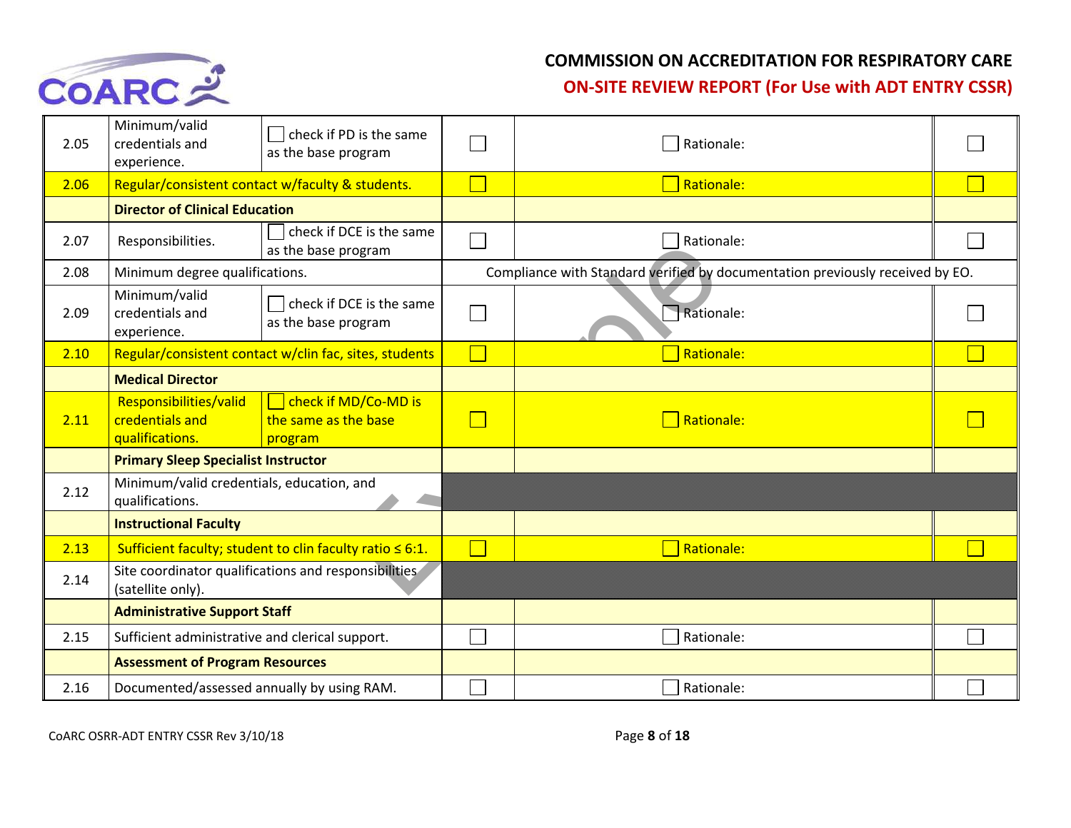| | | | | | |
|---|---|---|---|---|---|
| 2.05 | Minimum/valid credentials and experience. | ☐ check if PD is the same as the base program | ☐ | ☐ Rationale: | ☐ |
| 2.06 | Regular/consistent contact w/faculty & students. | | ☐ | ☐ Rationale: | ☐ |
| | **Director of Clinical Education** | | | | |
| 2.07 | Responsibilities. | ☐ check if DCE is the same as the base program | ☐ | ☐ Rationale: | ☐ |
| 2.08 | Minimum degree qualifications. | | Compliance with Standard verified by documentation previously received by EO. | | |
| 2.09 | Minimum/valid credentials and experience. | ☐ check if DCE is the same as the base program | ☐ | ☐ Rationale: | ☐ |
| 2.10 | Regular/consistent contact w/clin fac, sites, students | | ☐ | ☐ Rationale: | ☐ |
| | **Medical Director** | | | | |
| 2.11 | Responsibilities/valid credentials and qualifications. | ☐ check if MD/Co-MD is the same as the base program | ☐ | ☐ Rationale: | ☐ |
| | **Primary Sleep Specialist Instructor** | | | | |
| 2.12 | Minimum/valid credentials, education, and qualifications. | | | | |
| | **Instructional Faculty** | | | | |
| 2.13 | Sufficient faculty; student to clin faculty ratio ≤ 6:1. | | ☐ | ☐ Rationale: | ☐ |
| 2.14 | Site coordinator qualifications and responsibilities (satellite only). | | | | |
| | **Administrative Support Staff** | | | | |
| 2.15 | Sufficient administrative and clerical support. | | ☐ | ☐ Rationale: | ☐ |
| | **Assessment of Program Resources** | | | | |
| 2.16 | Documented/assessed annually by using RAM. | | ☐ | ☐ Rationale: | ☐ |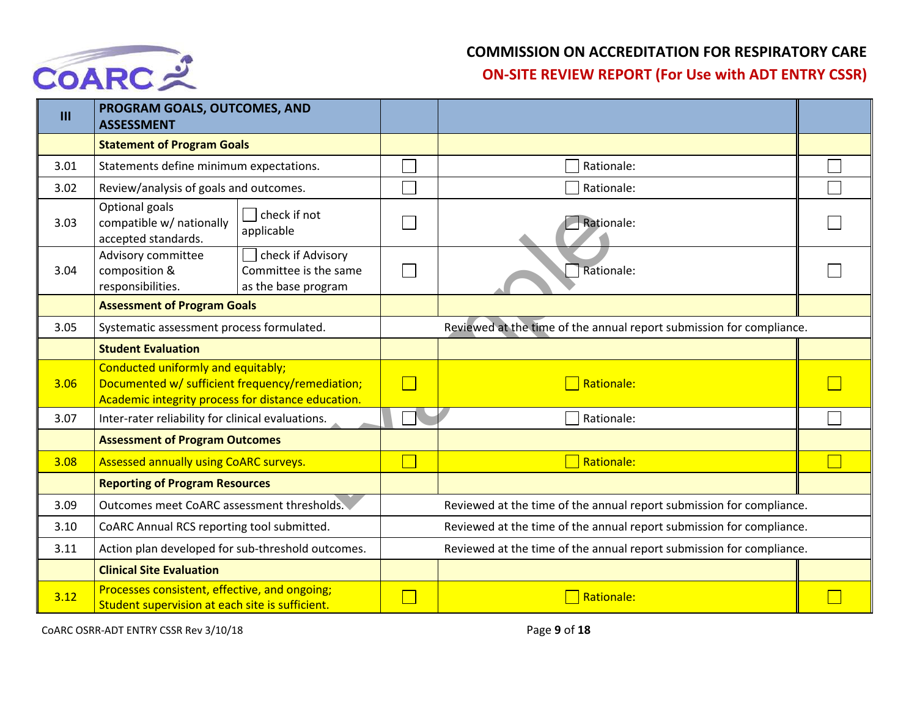**COMMISSION ON ACCREDITATION FOR RESPIRATORY CARE**

**ON-SITE REVIEW REPORT (For Use with ADT ENTRY CSSR)**

| III | PROGRAM GOALS, OUTCOMES, AND ASSESSMENT | | | | |
|---|---|---|---|---|---|
| | **Statement of Program Goals** | | | | |
| 3.01 | Statements define minimum expectations. | | ☐ | ☐ Rationale: | ☐ |
| 3.02 | Review/analysis of goals and outcomes. | | ☐ | ☐ Rationale: | ☐ |
| 3.03 | Optional goals compatible w/ nationally accepted standards. | ☐ check if not applicable | ☐ | ☐ Rationale: | ☐ |
| 3.04 | Advisory committee composition & responsibilities. | ☐ check if Advisory Committee is the same as the base program | ☐ | ☐ Rationale: | ☐ |
| | **Assessment of Program Goals** | | | | |
| 3.05 | Systematic assessment process formulated. | | Reviewed at the time of the annual report submission for compliance. | | |
| | **Student Evaluation** | | | | |
| 3.06 | Conducted uniformly and equitably; Documented w/ sufficient frequency/remediation; Academic integrity process for distance education. | | ☐ | ☐ Rationale: | ☐ |
| 3.07 | Inter-rater reliability for clinical evaluations. | | ☐ | ☐ Rationale: | ☐ |
| | **Assessment of Program Outcomes** | | | | |
| 3.08 | Assessed annually using CoARC surveys. | | ☐ | ☐ Rationale: | ☐ |
| | **Reporting of Program Resources** | | | | |
| 3.09 | Outcomes meet CoARC assessment thresholds. | | Reviewed at the time of the annual report submission for compliance. | | |
| 3.10 | CoARC Annual RCS reporting tool submitted. | | Reviewed at the time of the annual report submission for compliance. | | |
| 3.11 | Action plan developed for sub-threshold outcomes. | | Reviewed at the time of the annual report submission for compliance. | | |
| | **Clinical Site Evaluation** | | | | |
| 3.12 | Processes consistent, effective, and ongoing; Student supervision at each site is sufficient. | | ☐ | ☐ Rationale: | ☐ |

CoARC OSRR-ADT ENTRY CSSR Rev 3/10/18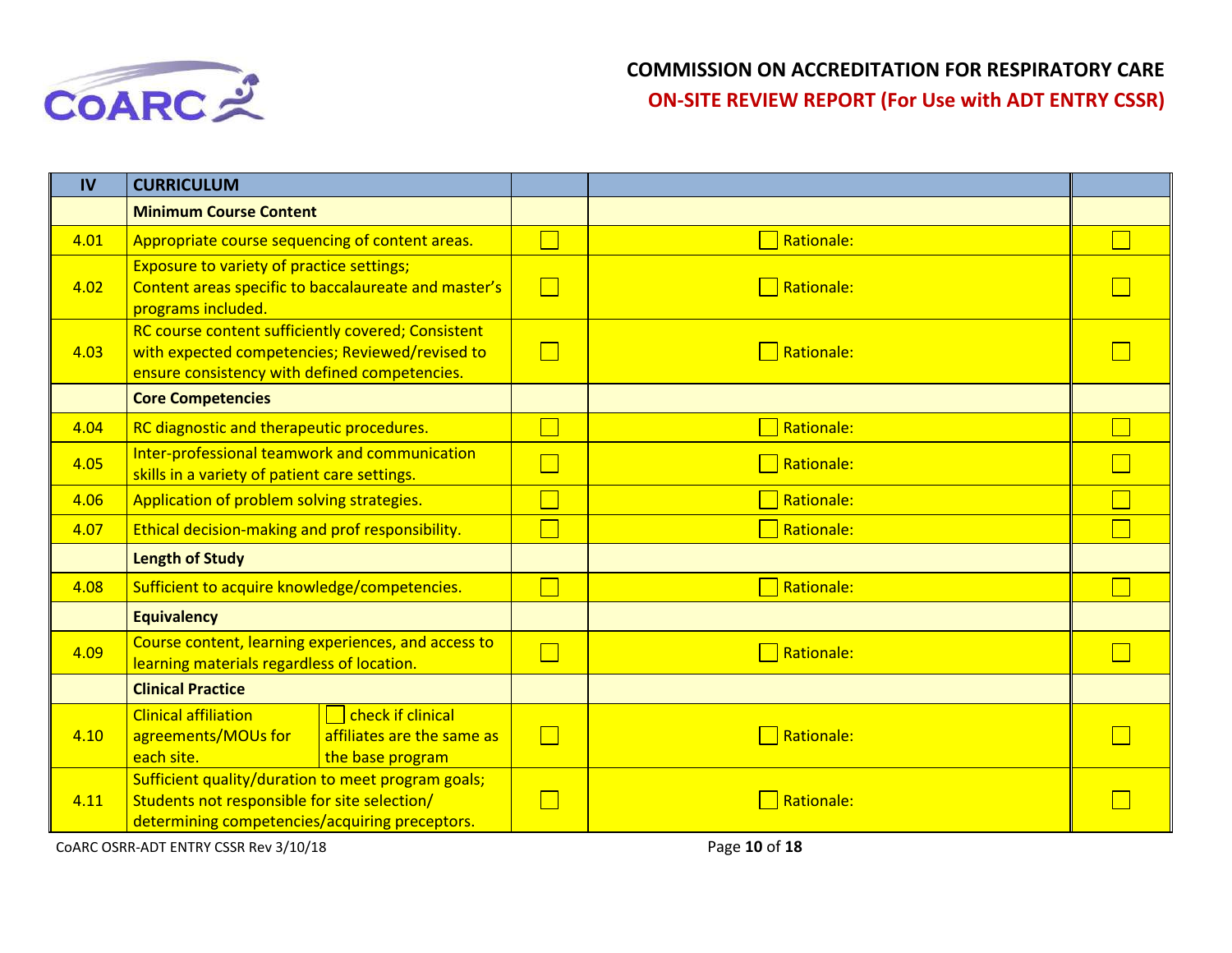# COMMISSION ON ACCREDITATION FOR RESPIRATORY CARE

## ON-SITE REVIEW REPORT (For Use with ADT ENTRY CSSR)

| IV | CURRICULUM | | | |
|---|---|---|---|---|
| | **Minimum Course Content** | | | |
| 4.01 | Appropriate course sequencing of content areas. | ☐ | ☐ Rationale: | ☐ |
| 4.02 | Exposure to variety of practice settings; Content areas specific to baccalaureate and master's programs included. | ☐ | ☐ Rationale: | ☐ |
| 4.03 | RC course content sufficiently covered; Consistent with expected competencies; Reviewed/revised to ensure consistency with defined competencies. | ☐ | ☐ Rationale: | ☐ |
| | **Core Competencies** | | | |
| 4.04 | RC diagnostic and therapeutic procedures. | ☐ | ☐ Rationale: | ☐ |
| 4.05 | Inter-professional teamwork and communication skills in a variety of patient care settings. | ☐ | ☐ Rationale: | ☐ |
| 4.06 | Application of problem solving strategies. | ☐ | ☐ Rationale: | ☐ |
| 4.07 | Ethical decision-making and prof responsibility. | ☐ | ☐ Rationale: | ☐ |
| | **Length of Study** | | | |
| 4.08 | Sufficient to acquire knowledge/competencies. | ☐ | ☐ Rationale: | ☐ |
| | **Equivalency** | | | |
| 4.09 | Course content, learning experiences, and access to learning materials regardless of location. | ☐ | ☐ Rationale: | ☐ |
| | **Clinical Practice** | | | |
| 4.10 | Clinical affiliation agreements/MOUs for each site. ☐ check if clinical affiliates are the same as the base program | ☐ | ☐ Rationale: | ☐ |
| 4.11 | Sufficient quality/duration to meet program goals; Students not responsible for site selection/ determining competencies/acquiring preceptors. | ☐ | ☐ Rationale: | ☐ |

CoARC OSRR-ADT ENTRY CSSR Rev 3/10/18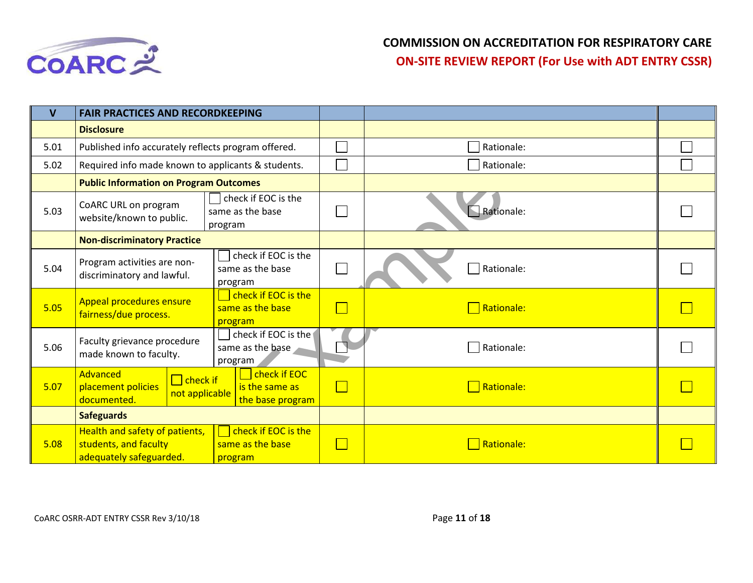# COMMISSION ON ACCREDITATION FOR RESPIRATORY CARE

## ON-SITE REVIEW REPORT (For Use with ADT ENTRY CSSR)

| V | FAIR PRACTICES AND RECORDKEEPING | | | | |
|---|---|---|---|---|---|
| | **Disclosure** | | | | |
| 5.01 | Published info accurately reflects program offered. | | ☐ | ☐ Rationale: | ☐ |
| 5.02 | Required info made known to applicants & students. | | ☐ | ☐ Rationale: | ☐ |
| | **Public Information on Program Outcomes** | | | | |
| 5.03 | CoARC URL on program website/known to public. | ☐ check if EOC is the same as the base program | ☐ | ☐ Rationale: | ☐ |
| | **Non-discriminatory Practice** | | | | |
| 5.04 | Program activities are non-discriminatory and lawful. | ☐ check if EOC is the same as the base program | ☐ | ☐ Rationale: | ☐ |
| 5.05 | Appeal procedures ensure fairness/due process. | ☐ check if EOC is the same as the base program | ☐ | ☐ Rationale: | ☐ |
| 5.06 | Faculty grievance procedure made known to faculty. | ☐ check if EOC is the same as the base program | ☐ | ☐ Rationale: | ☐ |
| 5.07 | Advanced placement policies documented. ☐ check if not applicable | ☐ check if EOC is the same as the base program | ☐ | ☐ Rationale: | ☐ |
| | **Safeguards** | | | | |
| 5.08 | Health and safety of patients, students, and faculty adequately safeguarded. | ☐ check if EOC is the same as the base program | ☐ | ☐ Rationale: | ☐ |

CoARC OSRR-ADT ENTRY CSSR Rev 3/10/18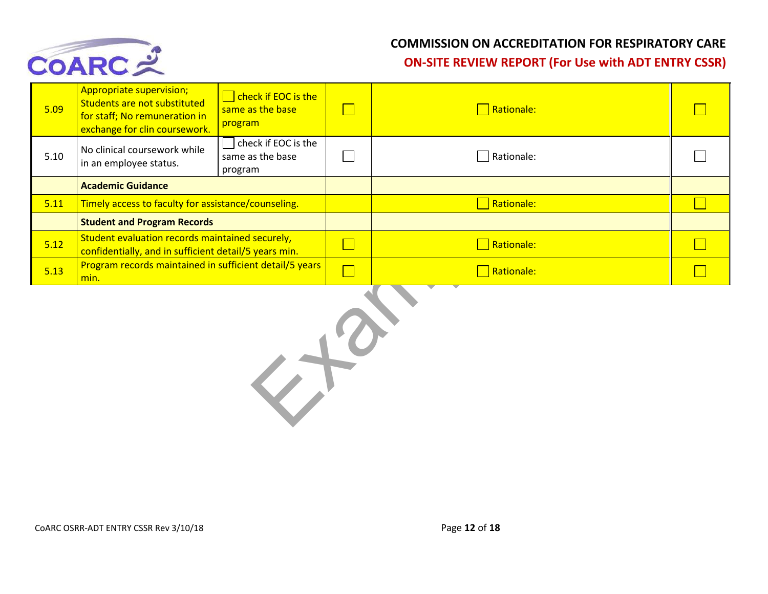| | | | | | |
|---|---|---|---|---|---|
| 5.09 | Appropriate supervision; Students are not substituted for staff; No remuneration in exchange for clin coursework. | ☐ check if EOC is the same as the base program | ☐ | ☐ Rationale: | ☐ |
| 5.10 | No clinical coursework while in an employee status. | ☐ check if EOC is the same as the base program | ☐ | ☐ Rationale: | ☐ |
| | **Academic Guidance** | | | | |
| 5.11 | Timely access to faculty for assistance/counseling. | | | ☐ Rationale: | ☐ |
| | **Student and Program Records** | | | | |
| 5.12 | Student evaluation records maintained securely, confidentially, and in sufficient detail/5 years min. | | ☐ | ☐ Rationale: | ☐ |
| 5.13 | Program records maintained in sufficient detail/5 years min. | | ☐ | ☐ Rationale: | ☐ |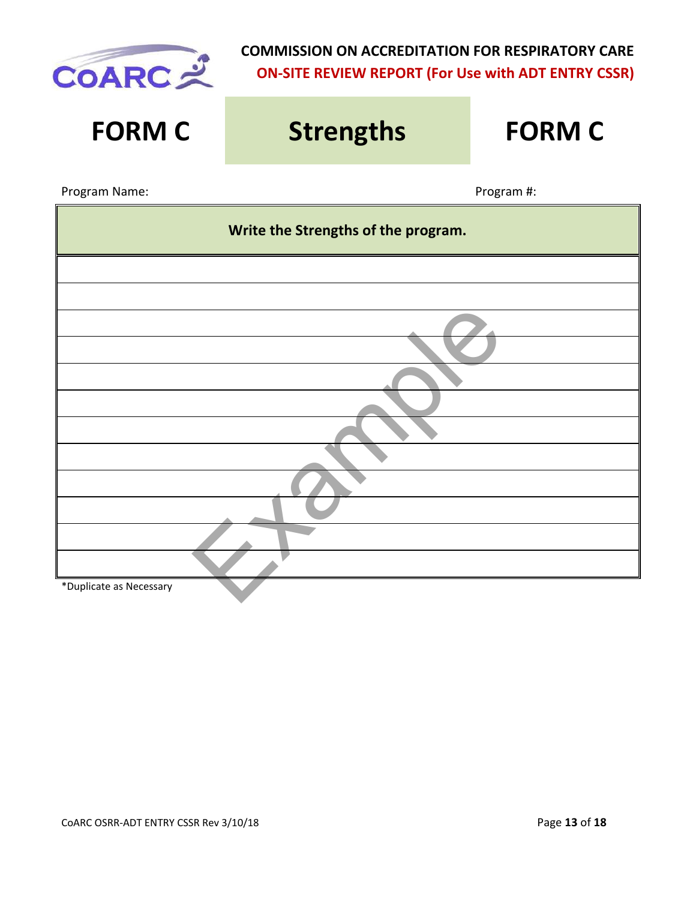**COMMISSION ON ACCREDITATION FOR RESPIRATORY CARE**

**ON-SITE REVIEW REPORT (For Use with ADT ENTRY CSSR)**

# FORM C — Strengths — FORM C

Program Name: Program #:

| Write the Strengths of the program. |
|---|
| |
| |
| |
| |
| |
| |
| |
| |
| |
| |
| |
| |

*Duplicate as Necessary

Example

CoARC OSRR-ADT ENTRY CSSR Rev 3/10/18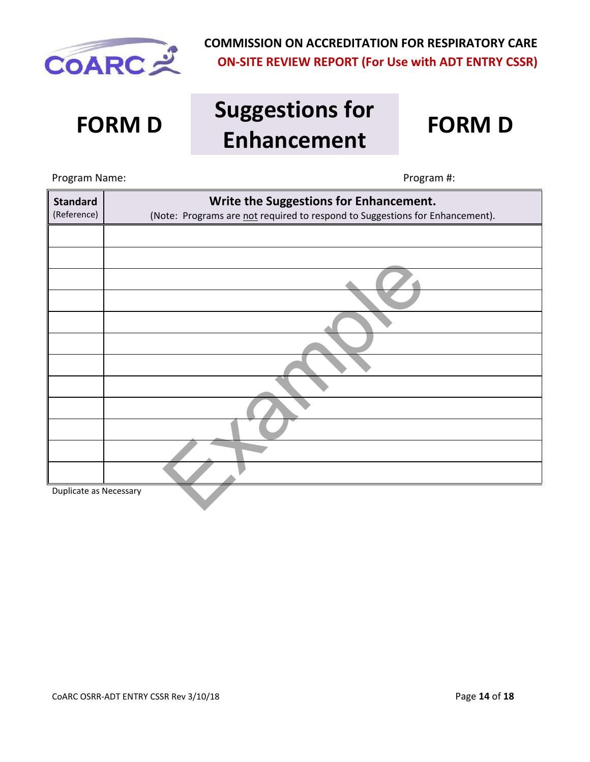**COMMISSION ON ACCREDITATION FOR RESPIRATORY CARE**
**ON-SITE REVIEW REPORT (For Use with ADT ENTRY CSSR)**

# FORM D — Suggestions for Enhancement — FORM D

Program Name: Program #:

| **Standard** (Reference) | **Write the Suggestions for Enhancement.** (Note: Programs are not required to respond to Suggestions for Enhancement). |
|---|---|
| | |
| | |
| | |
| | |
| | |
| | |
| | |
| | |
| | |
| | |
| | |
| | |

Duplicate as Necessary

Example

CoARC OSRR-ADT ENTRY CSSR Rev 3/10/18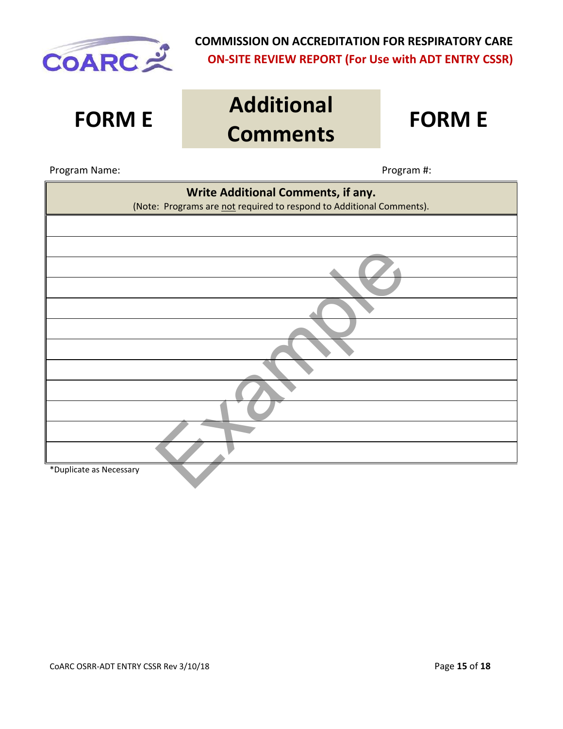**COMMISSION ON ACCREDITATION FOR RESPIRATORY CARE**
**ON-SITE REVIEW REPORT (For Use with ADT ENTRY CSSR)**

# FORM E — Additional Comments — FORM E

Program Name: Program #:

| **Write Additional Comments, if any.** (Note: Programs are not required to respond to Additional Comments). |
|---|
| |
| |
| |
| |
| |
| |
| |
| |
| |
| |
| |
| |

*Duplicate as Necessary

Example

CoARC OSRR-ADT ENTRY CSSR Rev 3/10/18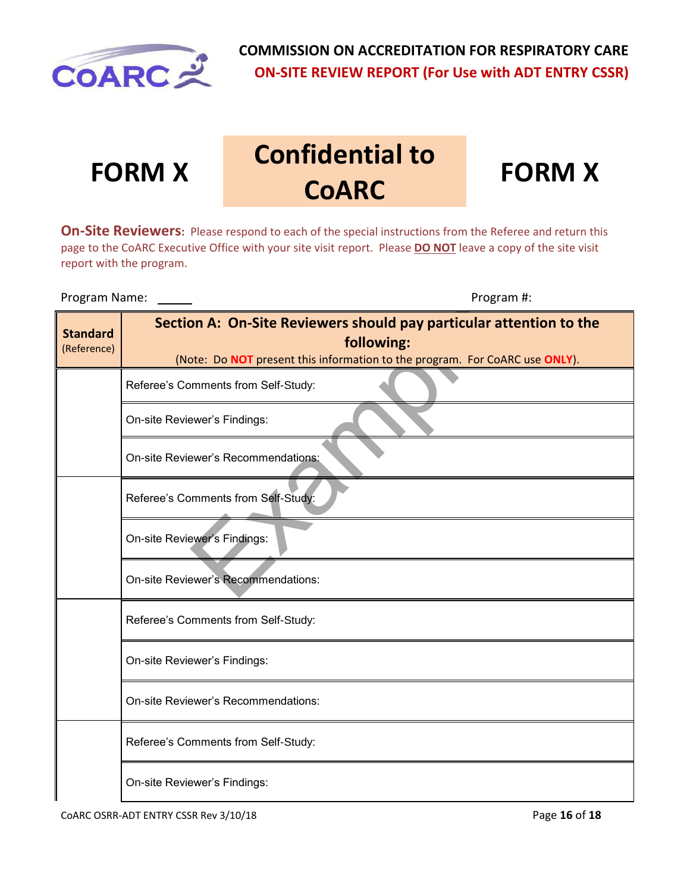COMMISSION ON ACCREDITATION FOR RESPIRATORY CARE

**ON-SITE REVIEW REPORT (For Use with ADT ENTRY CSSR)**

# FORM X &nbsp;&nbsp; Confidential to CoARC &nbsp;&nbsp; FORM X

**On-Site Reviewers:** Please respond to each of the special instructions from the Referee and return this page to the CoARC Executive Office with your site visit report. Please **DO NOT** leave a copy of the site visit report with the program.

Program Name: ______ &nbsp;&nbsp;&nbsp;&nbsp;&nbsp;&nbsp;&nbsp;&nbsp; Program #:

| **Standard** (Reference) | **Section A: On-Site Reviewers should pay particular attention to the following:** (Note: Do **NOT** present this information to the program. For CoARC use **ONLY**). |
|---|---|
| | Referee's Comments from Self-Study: |
| | On-site Reviewer's Findings: |
| | On-site Reviewer's Recommendations: |
| | Referee's Comments from Self-Study: |
| | On-site Reviewer's Findings: |
| | On-site Reviewer's Recommendations: |
| | Referee's Comments from Self-Study: |
| | On-site Reviewer's Findings: |
| | On-site Reviewer's Recommendations: |
| | Referee's Comments from Self-Study: |
| | On-site Reviewer's Findings: |

Example

CoARC OSRR-ADT ENTRY CSSR Rev 3/10/18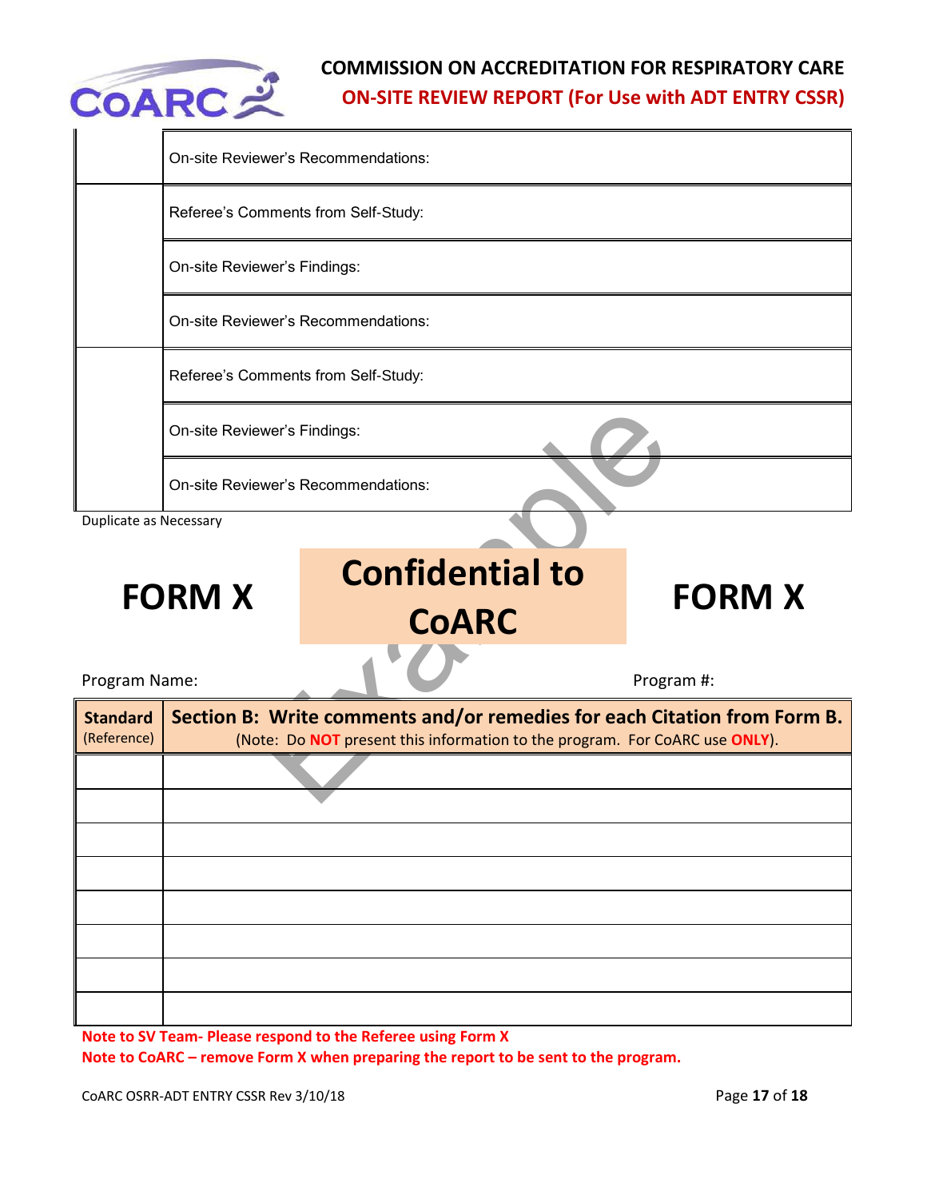| | |
|---|---|
| | On-site Reviewer's Recommendations: |
| | Referee's Comments from Self-Study: |
| | On-site Reviewer's Findings: |
| | On-site Reviewer's Recommendations: |
| | Referee's Comments from Self-Study: |
| | On-site Reviewer's Findings: |
| | On-site Reviewer's Recommendations: |

Duplicate as Necessary

# FORM X — Confidential to CoARC — FORM X

Program Name: Program #:

| **Standard** (Reference) | **Section B: Write comments and/or remedies for each Citation from Form B.** (Note: Do **NOT** present this information to the program. For CoARC use **ONLY**). |
|---|---|
| | |
| | |
| | |
| | |
| | |
| | |
| | |
| | |

**Note to SV Team- Please respond to the Referee using Form X**

**Note to CoARC – remove Form X when preparing the report to be sent to the program.**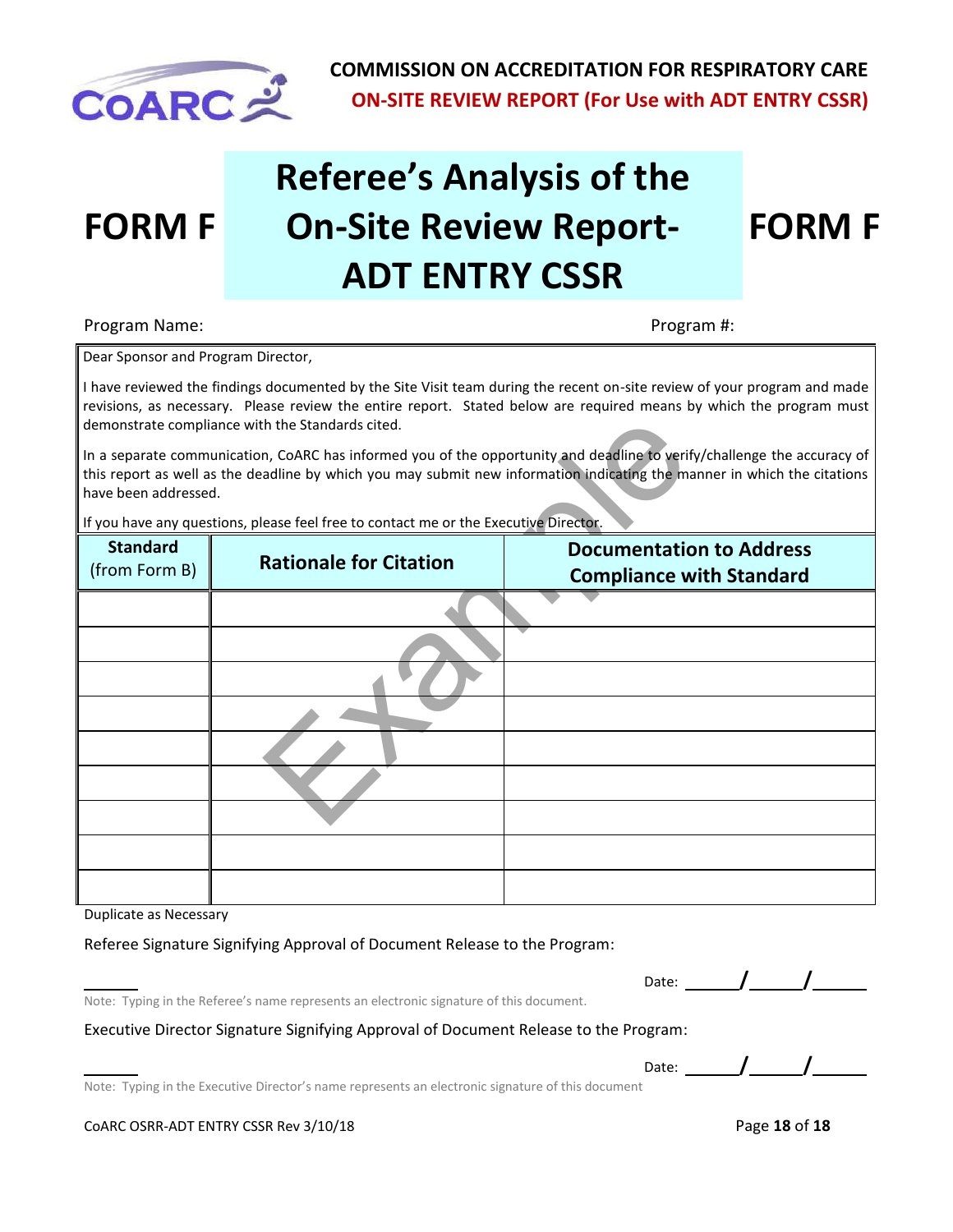**COMMISSION ON ACCREDITATION FOR RESPIRATORY CARE**

**ON-SITE REVIEW REPORT (For Use with ADT ENTRY CSSR)**

# FORM F — Referee's Analysis of the On-Site Review Report- ADT ENTRY CSSR — FORM F

Program Name: Program #:

Dear Sponsor and Program Director,

I have reviewed the findings documented by the Site Visit team during the recent on-site review of your program and made revisions, as necessary. Please review the entire report. Stated below are required means by which the program must demonstrate compliance with the Standards cited.

In a separate communication, CoARC has informed you of the opportunity and deadline to verify/challenge the accuracy of this report as well as the deadline by which you may submit new information indicating the manner in which the citations have been addressed.

If you have any questions, please feel free to contact me or the Executive Director.

| Standard (from Form B) | Rationale for Citation | Documentation to Address Compliance with Standard |
|---|---|---|
| | | |
| | | |
| | | |
| | | |
| | | |
| | | |
| | | |
| | | |
| | | |

Duplicate as Necessary

Referee Signature Signifying Approval of Document Release to the Program:

\_\_\_\_\_\_ Date: \_\_\_\_\_/\_\_\_\_\_/\_\_\_\_\_

Note: Typing in the Referee's name represents an electronic signature of this document.

Executive Director Signature Signifying Approval of Document Release to the Program:

\_\_\_\_\_\_ Date: \_\_\_\_\_/\_\_\_\_\_/\_\_\_\_\_

Note: Typing in the Executive Director's name represents an electronic signature of this document

CoARC OSRR-ADT ENTRY CSSR Rev 3/10/18